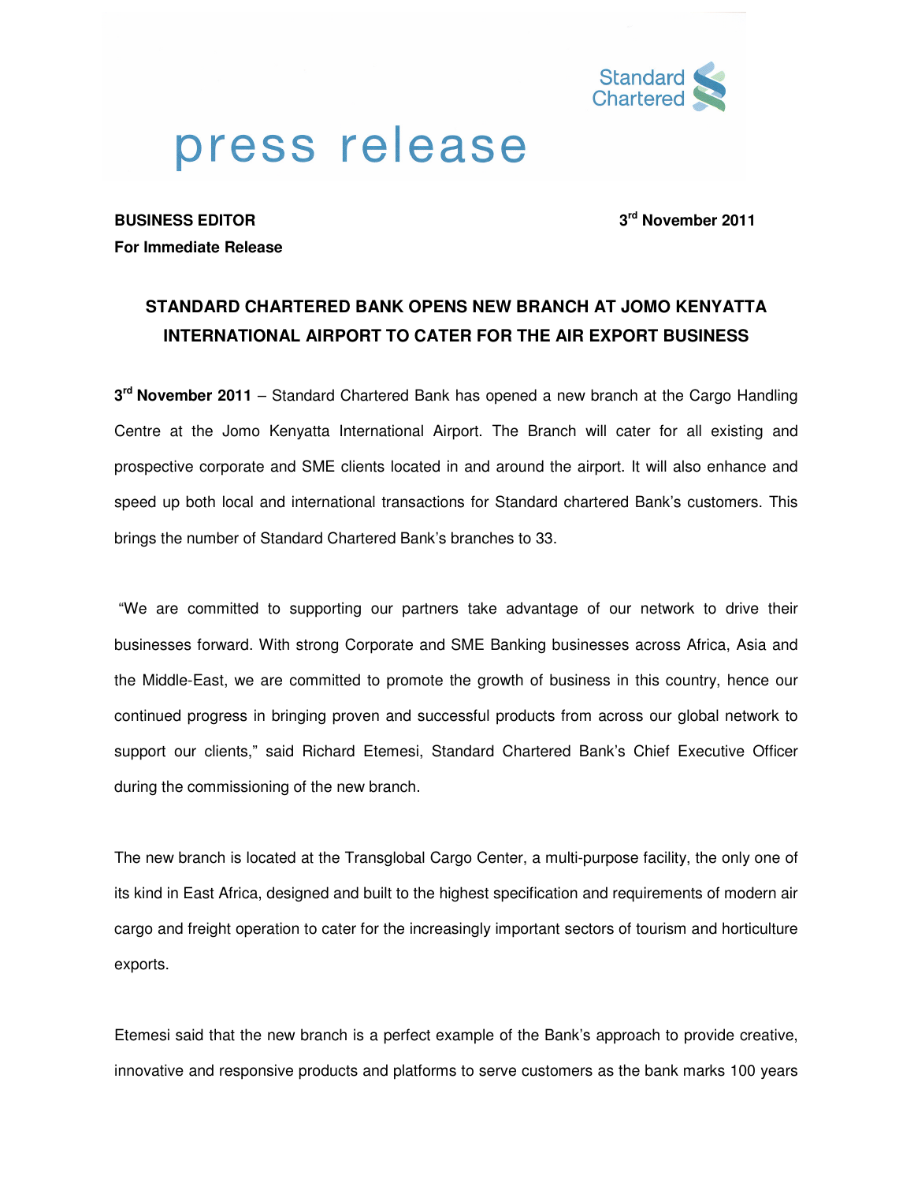# press release

**BUSINESS EDITOR** **3rd November 2011**

**For Immediate Release**

## STANDARD CHARTERED BANK OPENS NEW BRANCH AT JOMO KENYATTA INTERNATIONAL AIRPORT TO CATER FOR THE AIR EXPORT BUSINESS

**3rd November 2011** – Standard Chartered Bank has opened a new branch at the Cargo Handling Centre at the Jomo Kenyatta International Airport. The Branch will cater for all existing and prospective corporate and SME clients located in and around the airport. It will also enhance and speed up both local and international transactions for Standard chartered Bank's customers. This brings the number of Standard Chartered Bank's branches to 33.

"We are committed to supporting our partners take advantage of our network to drive their businesses forward. With strong Corporate and SME Banking businesses across Africa, Asia and the Middle-East, we are committed to promote the growth of business in this country, hence our continued progress in bringing proven and successful products from across our global network to support our clients," said Richard Etemesi, Standard Chartered Bank's Chief Executive Officer during the commissioning of the new branch.

The new branch is located at the Transglobal Cargo Center, a multi-purpose facility, the only one of its kind in East Africa, designed and built to the highest specification and requirements of modern air cargo and freight operation to cater for the increasingly important sectors of tourism and horticulture exports.

Etemesi said that the new branch is a perfect example of the Bank's approach to provide creative, innovative and responsive products and platforms to serve customers as the bank marks 100 years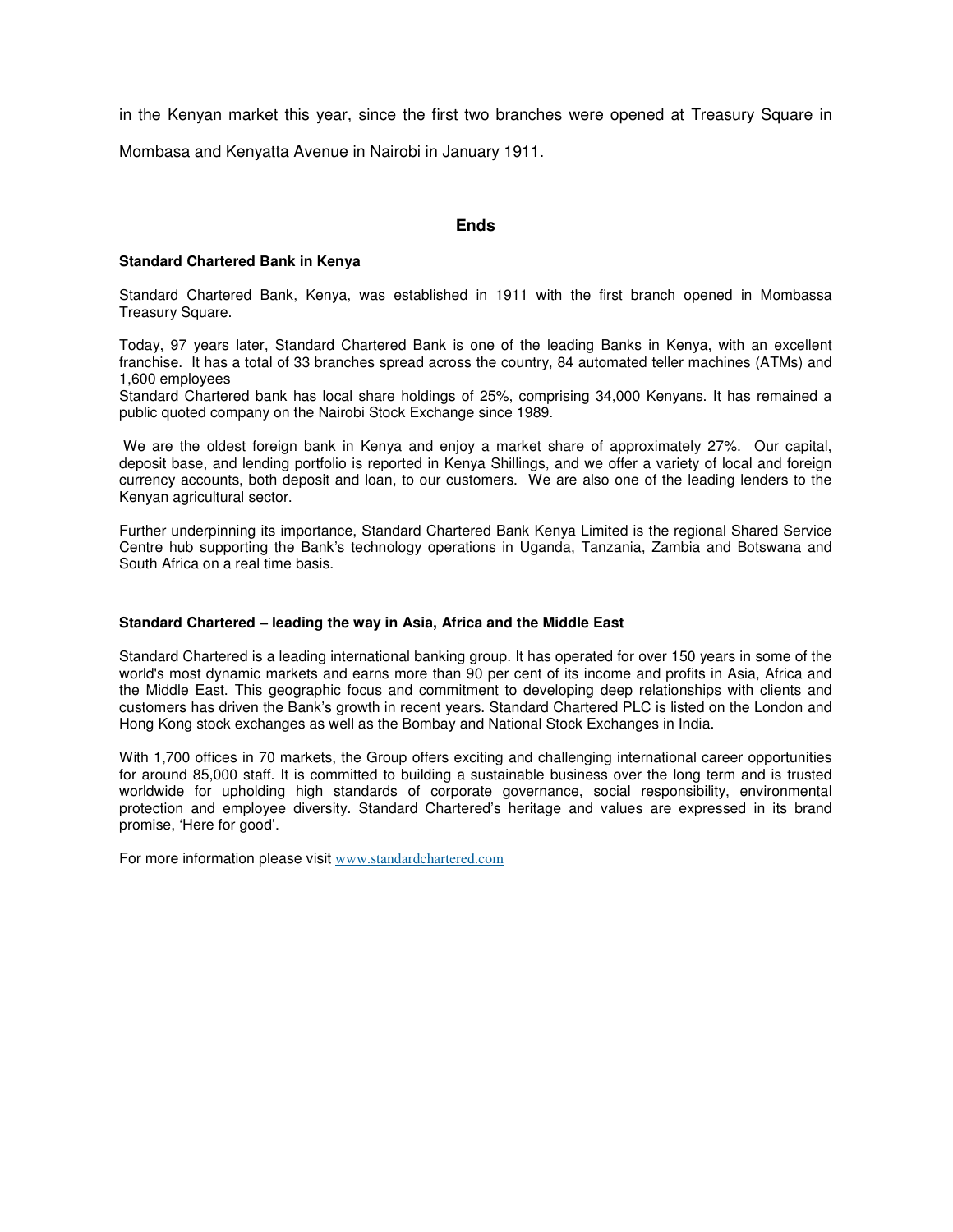in the Kenyan market this year, since the first two branches were opened at Treasury Square in Mombasa and Kenyatta Avenue in Nairobi in January 1911.

**Ends**

**Standard Chartered Bank in Kenya**

Standard Chartered Bank, Kenya, was established in 1911 with the first branch opened in Mombassa Treasury Square.

Today, 97 years later, Standard Chartered Bank is one of the leading Banks in Kenya, with an excellent franchise. It has a total of 33 branches spread across the country, 84 automated teller machines (ATMs) and 1,600 employees
Standard Chartered bank has local share holdings of 25%, comprising 34,000 Kenyans. It has remained a public quoted company on the Nairobi Stock Exchange since 1989.

We are the oldest foreign bank in Kenya and enjoy a market share of approximately 27%. Our capital, deposit base, and lending portfolio is reported in Kenya Shillings, and we offer a variety of local and foreign currency accounts, both deposit and loan, to our customers. We are also one of the leading lenders to the Kenyan agricultural sector.

Further underpinning its importance, Standard Chartered Bank Kenya Limited is the regional Shared Service Centre hub supporting the Bank's technology operations in Uganda, Tanzania, Zambia and Botswana and South Africa on a real time basis.

**Standard Chartered – leading the way in Asia, Africa and the Middle East**

Standard Chartered is a leading international banking group. It has operated for over 150 years in some of the world's most dynamic markets and earns more than 90 per cent of its income and profits in Asia, Africa and the Middle East. This geographic focus and commitment to developing deep relationships with clients and customers has driven the Bank's growth in recent years. Standard Chartered PLC is listed on the London and Hong Kong stock exchanges as well as the Bombay and National Stock Exchanges in India.

With 1,700 offices in 70 markets, the Group offers exciting and challenging international career opportunities for around 85,000 staff. It is committed to building a sustainable business over the long term and is trusted worldwide for upholding high standards of corporate governance, social responsibility, environmental protection and employee diversity. Standard Chartered's heritage and values are expressed in its brand promise, 'Here for good'.

For more information please visit www.standardchartered.com